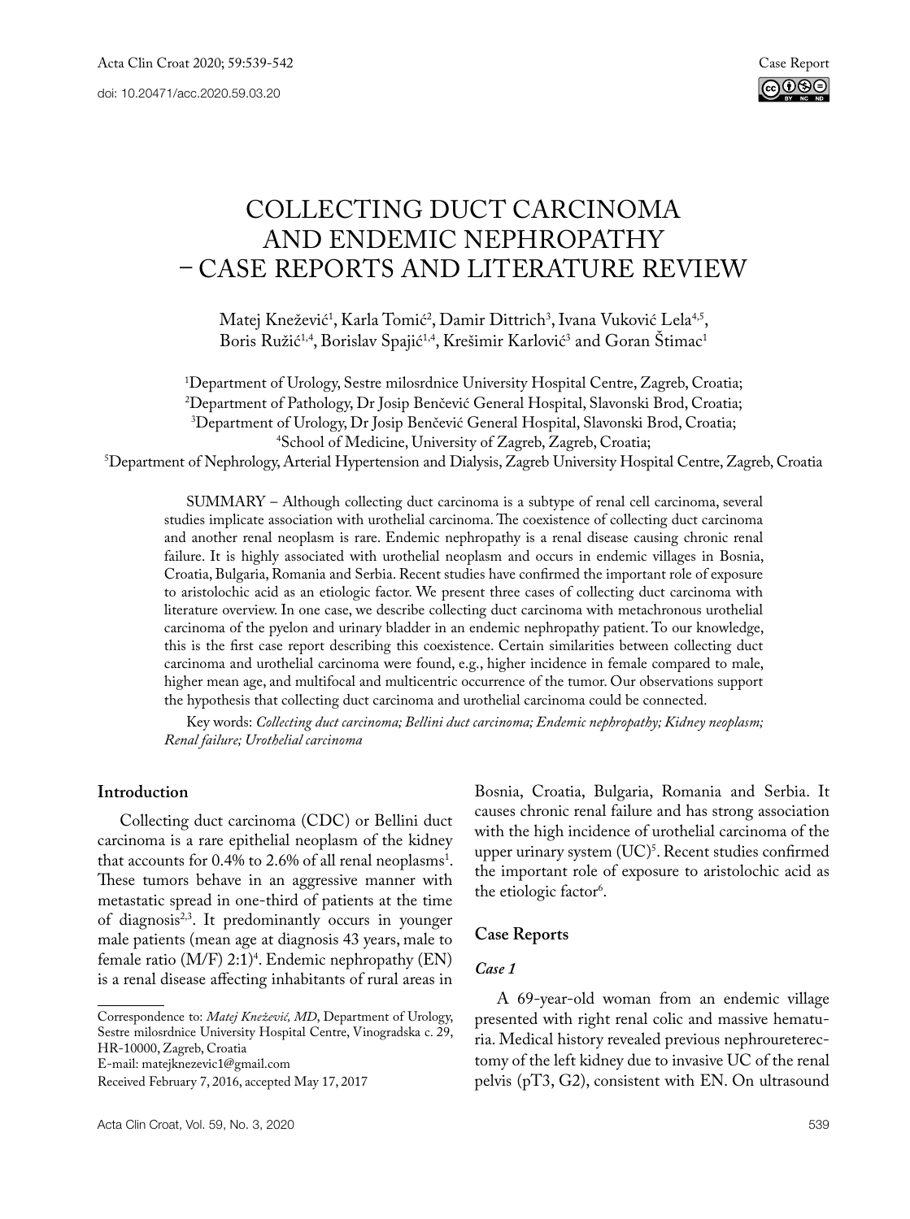Case Report

doi: 10.20471/acc.2020.59.03.20

# COLLECTING DUCT CARCINOMA AND ENDEMIC NEPHROPATHY – CASE REPORTS AND LITERATURE REVIEW

Matej Knežević[1], Karla Tomić[2], Damir Dittrich[3], Ivana Vuković Lela[4,5], Boris Ružić[1,4], Borislav Spajić[1,4], Krešimir Karlović[3] and Goran Štimac[1]

[1]Department of Urology, Sestre milosrdnice University Hospital Centre, Zagreb, Croatia;
[2]Department of Pathology, Dr Josip Benčević General Hospital, Slavonski Brod, Croatia;
[3]Department of Urology, Dr Josip Benčević General Hospital, Slavonski Brod, Croatia;
[4]School of Medicine, University of Zagreb, Zagreb, Croatia;
[5]Department of Nephrology, Arterial Hypertension and Dialysis, Zagreb University Hospital Centre, Zagreb, Croatia

SUMMARY – Although collecting duct carcinoma is a subtype of renal cell carcinoma, several studies implicate association with urothelial carcinoma. The coexistence of collecting duct carcinoma and another renal neoplasm is rare. Endemic nephropathy is a renal disease causing chronic renal failure. It is highly associated with urothelial neoplasm and occurs in endemic villages in Bosnia, Croatia, Bulgaria, Romania and Serbia. Recent studies have confirmed the important role of exposure to aristolochic acid as an etiologic factor. We present three cases of collecting duct carcinoma with literature overview. In one case, we describe collecting duct carcinoma with metachronous urothelial carcinoma of the pyelon and urinary bladder in an endemic nephropathy patient. To our knowledge, this is the first case report describing this coexistence. Certain similarities between collecting duct carcinoma and urothelial carcinoma were found, e.g., higher incidence in female compared to male, higher mean age, and multifocal and multicentric occurrence of the tumor. Our observations support the hypothesis that collecting duct carcinoma and urothelial carcinoma could be connected.

Key words: *Collecting duct carcinoma; Bellini duct carcinoma; Endemic nephropathy; Kidney neoplasm; Renal failure; Urothelial carcinoma*

## Introduction

Collecting duct carcinoma (CDC) or Bellini duct carcinoma is a rare epithelial neoplasm of the kidney that accounts for 0.4% to 2.6% of all renal neoplasms[1]. These tumors behave in an aggressive manner with metastatic spread in one-third of patients at the time of diagnosis[2,3]. It predominantly occurs in younger male patients (mean age at diagnosis 43 years, male to female ratio (M/F) 2:1)[4]. Endemic nephropathy (EN) is a renal disease affecting inhabitants of rural areas in Bosnia, Croatia, Bulgaria, Romania and Serbia. It causes chronic renal failure and has strong association with the high incidence of urothelial carcinoma of the upper urinary system (UC)[5]. Recent studies confirmed the important role of exposure to aristolochic acid as the etiologic factor[6].

Correspondence to: *Matej Knežević, MD*, Department of Urology, Sestre milosrdnice University Hospital Centre, Vinogradska c. 29, HR-10000, Zagreb, Croatia
E-mail: matejknezevic1@gmail.com
Received February 7, 2016, accepted May 17, 2017

## Case Reports

### *Case 1*

A 69-year-old woman from an endemic village presented with right renal colic and massive hematuria. Medical history revealed previous nephroureterectomy of the left kidney due to invasive UC of the renal pelvis (pT3, G2), consistent with EN. On ultrasound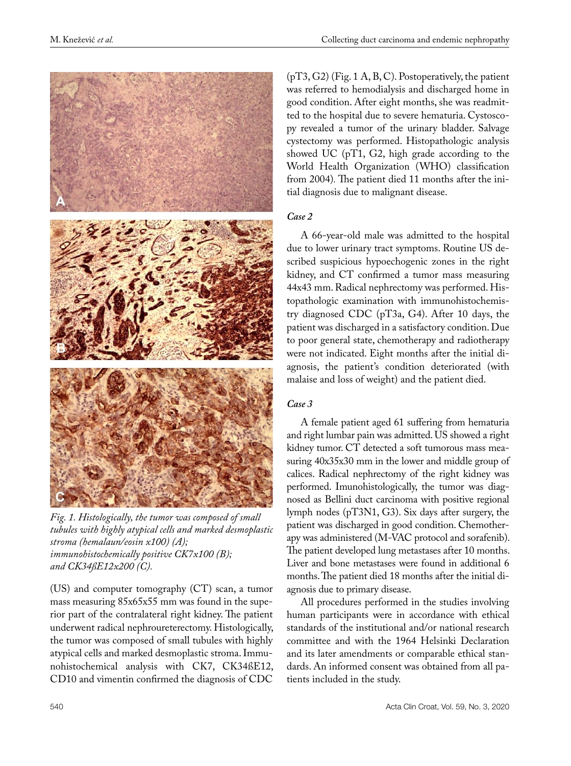Fig. 1. Histologically, the tumor was composed of small tubules with highly atypical cells and marked desmoplastic stroma (hemalaun/eosin x100) (A); immunohistochemically positive CK7x100 (B); and CK34ßE12x200 (C).

(US) and computer tomography (CT) scan, a tumor mass measuring 85x65x55 mm was found in the superior part of the contralateral right kidney. The patient underwent radical nephroureterectomy. Histologically, the tumor was composed of small tubules with highly atypical cells and marked desmoplastic stroma. Immunohistochemical analysis with CK7, CK34ßE12, CD10 and vimentin confirmed the diagnosis of CDC (pT3, G2) (Fig. 1 A, B, C). Postoperatively, the patient was referred to hemodialysis and discharged home in good condition. After eight months, she was readmitted to the hospital due to severe hematuria. Cystoscopy revealed a tumor of the urinary bladder. Salvage cystectomy was performed. Histopathologic analysis showed UC (pT1, G2, high grade according to the World Health Organization (WHO) classification from 2004). The patient died 11 months after the initial diagnosis due to malignant disease.

### *Case 2*

A 66-year-old male was admitted to the hospital due to lower urinary tract symptoms. Routine US described suspicious hypoechogenic zones in the right kidney, and CT confirmed a tumor mass measuring 44x43 mm. Radical nephrectomy was performed. Histopathologic examination with immunohistochemistry diagnosed CDC (pT3a, G4). After 10 days, the patient was discharged in a satisfactory condition. Due to poor general state, chemotherapy and radiotherapy were not indicated. Eight months after the initial diagnosis, the patient's condition deteriorated (with malaise and loss of weight) and the patient died.

### *Case 3*

A female patient aged 61 suffering from hematuria and right lumbar pain was admitted. US showed a right kidney tumor. CT detected a soft tumorous mass measuring 40x35x30 mm in the lower and middle group of calices. Radical nephrectomy of the right kidney was performed. Imunohistologically, the tumor was diagnosed as Bellini duct carcinoma with positive regional lymph nodes (pT3N1, G3). Six days after surgery, the patient was discharged in good condition. Chemotherapy was administered (M-VAC protocol and sorafenib). The patient developed lung metastases after 10 months. Liver and bone metastases were found in additional 6 months. The patient died 18 months after the initial diagnosis due to primary disease.

All procedures performed in the studies involving human participants were in accordance with ethical standards of the institutional and/or national research committee and with the 1964 Helsinki Declaration and its later amendments or comparable ethical standards. An informed consent was obtained from all patients included in the study.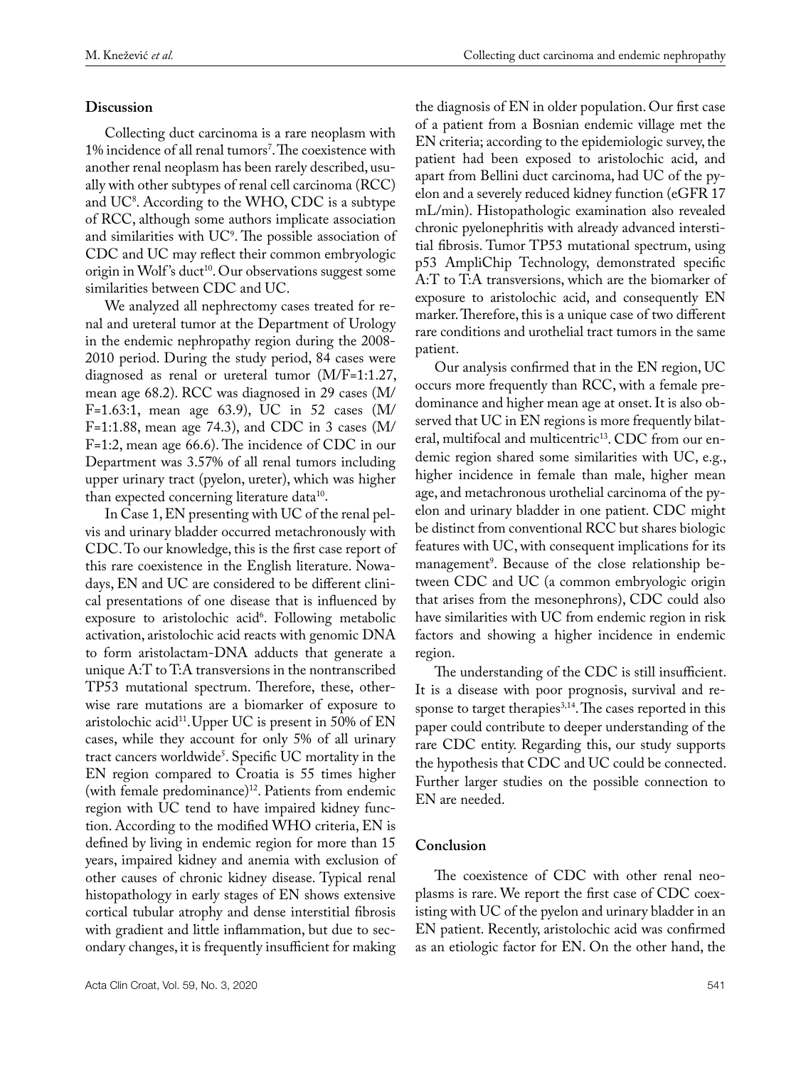## Discussion

Collecting duct carcinoma is a rare neoplasm with 1% incidence of all renal tumors[7]. The coexistence with another renal neoplasm has been rarely described, usually with other subtypes of renal cell carcinoma (RCC) and UC[8]. According to the WHO, CDC is a subtype of RCC, although some authors implicate association and similarities with UC[9]. The possible association of CDC and UC may reflect their common embryologic origin in Wolf's duct[10]. Our observations suggest some similarities between CDC and UC.

We analyzed all nephrectomy cases treated for renal and ureteral tumor at the Department of Urology in the endemic nephropathy region during the 2008-2010 period. During the study period, 84 cases were diagnosed as renal or ureteral tumor (M/F=1:1.27, mean age 68.2). RCC was diagnosed in 29 cases (M/F=1.63:1, mean age 63.9), UC in 52 cases (M/F=1:1.88, mean age 74.3), and CDC in 3 cases (M/F=1:2, mean age 66.6). The incidence of CDC in our Department was 3.57% of all renal tumors including upper urinary tract (pyelon, ureter), which was higher than expected concerning literature data[10].

In Case 1, EN presenting with UC of the renal pelvis and urinary bladder occurred metachronously with CDC. To our knowledge, this is the first case report of this rare coexistence in the English literature. Nowadays, EN and UC are considered to be different clinical presentations of one disease that is influenced by exposure to aristolochic acid[6]. Following metabolic activation, aristolochic acid reacts with genomic DNA to form aristolactam-DNA adducts that generate a unique A:T to T:A transversions in the nontranscribed TP53 mutational spectrum. Therefore, these, otherwise rare mutations are a biomarker of exposure to aristolochic acid[11]. Upper UC is present in 50% of EN cases, while they account for only 5% of all urinary tract cancers worldwide[5]. Specific UC mortality in the EN region compared to Croatia is 55 times higher (with female predominance)[12]. Patients from endemic region with UC tend to have impaired kidney function. According to the modified WHO criteria, EN is defined by living in endemic region for more than 15 years, impaired kidney and anemia with exclusion of other causes of chronic kidney disease. Typical renal histopathology in early stages of EN shows extensive cortical tubular atrophy and dense interstitial fibrosis with gradient and little inflammation, but due to secondary changes, it is frequently insufficient for making the diagnosis of EN in older population. Our first case of a patient from a Bosnian endemic village met the EN criteria; according to the epidemiologic survey, the patient had been exposed to aristolochic acid, and apart from Bellini duct carcinoma, had UC of the pyelon and a severely reduced kidney function (eGFR 17 mL/min). Histopathologic examination also revealed chronic pyelonephritis with already advanced interstitial fibrosis. Tumor TP53 mutational spectrum, using p53 AmpliChip Technology, demonstrated specific A:T to T:A transversions, which are the biomarker of exposure to aristolochic acid, and consequently EN marker. Therefore, this is a unique case of two different rare conditions and urothelial tract tumors in the same patient.

Our analysis confirmed that in the EN region, UC occurs more frequently than RCC, with a female predominance and higher mean age at onset. It is also observed that UC in EN regions is more frequently bilateral, multifocal and multicentric[13]. CDC from our endemic region shared some similarities with UC, e.g., higher incidence in female than male, higher mean age, and metachronous urothelial carcinoma of the pyelon and urinary bladder in one patient. CDC might be distinct from conventional RCC but shares biologic features with UC, with consequent implications for its management[9]. Because of the close relationship between CDC and UC (a common embryologic origin that arises from the mesonephrons), CDC could also have similarities with UC from endemic region in risk factors and showing a higher incidence in endemic region.

The understanding of the CDC is still insufficient. It is a disease with poor prognosis, survival and response to target therapies[3,14]. The cases reported in this paper could contribute to deeper understanding of the rare CDC entity. Regarding this, our study supports the hypothesis that CDC and UC could be connected. Further larger studies on the possible connection to EN are needed.

## Conclusion

The coexistence of CDC with other renal neoplasms is rare. We report the first case of CDC coexisting with UC of the pyelon and urinary bladder in an EN patient. Recently, aristolochic acid was confirmed as an etiologic factor for EN. On the other hand, the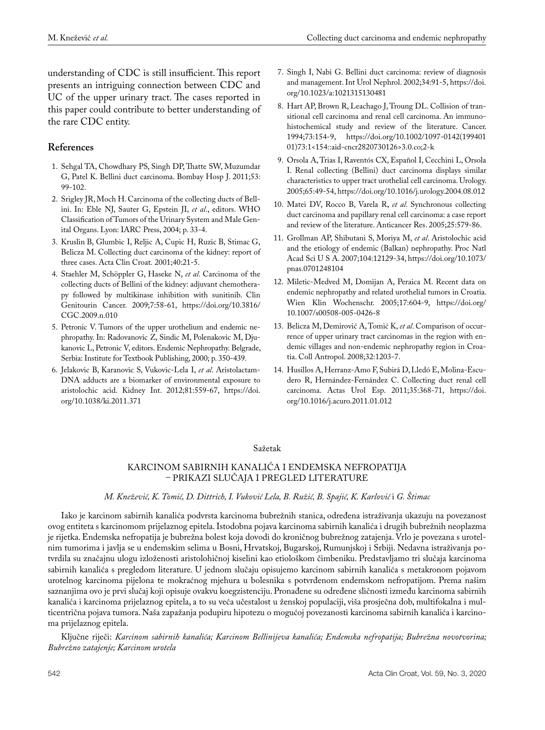understanding of CDC is still insufficient. This report presents an intriguing connection between CDC and UC of the upper urinary tract. The cases reported in this paper could contribute to better understanding of the rare CDC entity.

## References

1. Sehgal TA, Chowdhary PS, Singh DP, Thatte SW, Muzumdar G, Patel K. Bellini duct carcinoma. Bombay Hosp J. 2011;53: 99-102.
2. Srigley JR, Moch H. Carcinoma of the collecting ducts of Bellini. In: Eble NJ, Sauter G, Epstein JI, *et al*., editors. WHO Classification of Tumors of the Urinary System and Male Genital Organs. Lyon: IARC Press, 2004; p. 33-4.
3. Kruslin B, Glumbic I, Reljic A, Cupic H, Ruzic B, Stimac G, Belicza M. Collecting duct carcinoma of the kidney: report of three cases. Acta Clin Croat. 2001;40:21-5.
4. Staehler M, Schöppler G, Haseke N, *et al*. Carcinoma of the collecting ducts of Bellini of the kidney: adjuvant chemotherapy followed by multikinase inhibition with sunitinib. Clin Genitourin Cancer. 2009;7:58-61, https://doi.org/10.3816/CGC.2009.n.010
5. Petronic V. Tumors of the upper urothelium and endemic nephropathy. In: Radovanovic Z, Sindic M, Polenakovic M, Djukanovic L, Petronic V, editors. Endemic Nephropathy. Belgrade, Serbia: Institute for Textbook Publishing, 2000; p. 350-439.
6. Jelakovic B, Karanovic S, Vukovic-Lela I, *et al*. Aristolactam-DNA adducts are a biomarker of environmental exposure to aristolochic acid. Kidney Int. 2012;81:559-67, https://doi.org/10.1038/ki.2011.371
7. Singh I, Nabi G. Bellini duct carcinoma: review of diagnosis and management. Int Urol Nephrol. 2002;34:91-5, https://doi.org/10.1023/a:1021315130481
8. Hart AP, Brown R, Lechago J, Troung DL. Collision of transitional cell carcinoma and renal cell carcinoma. An immunohistochemical study and review of the literature. Cancer. 1994;73:154-9, https://doi.org/10.1002/1097-0142(19940101)73:1<154::aid-cncr2820730126>3.0.co;2-k
9. Orsola A, Trias I, Raventós CX, Español I, Cecchini L, Orsola I. Renal collecting (Bellini) duct carcinoma displays similar characteristics to upper tract urothelial cell carcinoma. Urology. 2005;65:49-54, https://doi.org/10.1016/j.urology.2004.08.012
10. Matei DV, Rocco B, Varela R, *et al*. Synchronous collecting duct carcinoma and papillary renal cell carcinoma: a case report and review of the literature. Anticancer Res. 2005;25:579-86.
11. Grollman AP, Shibutani S, Moriya M, *et al*. Aristolochic acid and the etiology of endemic (Balkan) nephropathy. Proc Natl Acad Sci U S A. 2007;104:12129-34, https://doi.org/10.1073/pnas.0701248104
12. Miletic-Medved M, Domijan A, Peraica M. Recent data on endemic nephropathy and related urothelial tumors in Croatia. Wien Klin Wochenschr. 2005;17:604-9, https://doi.org/10.1007/s00508-005-0426-8
13. Belicza M, Demirović A, Tomić K, *et al*. Comparison of occurrence of upper urinary tract carcinomas in the region with endemic villages and non-endemic nephropathy region in Croatia. Coll Antropol. 2008;32:1203-7.
14. Husillos A, Herranz-Amo F, Subirá D, Lledó E, Molina-Escudero R, Hernández-Fernández C. Collecting duct renal cell carcinoma. Actas Urol Esp. 2011;35:368-71, https://doi.org/10.1016/j.acuro.2011.01.012

Sažetak

### KARCINOM SABIRNIH KANALIĆA I ENDEMSKA NEFROPATIJA – PRIKAZI SLUČAJA I PREGLED LITERATURE

*M. Knežević, K. Tomić, D. Dittrich, I. Vuković Lela, B. Ružić, B. Spajić, K. Karlović* i *G. Štimac*

Iako je karcinom sabirnih kanalića podvrsta karcinoma bubrežnih stanica, određena istraživanja ukazuju na povezanost ovog entiteta s karcinomom prijelaznog epitela. Istodobna pojava karcinoma sabirnih kanalića i drugih bubrežnih neoplazma je rijetka. Endemska nefropatija je bubrežna bolest koja dovodi do kroničnog bubrežnog zatajenja. Vrlo je povezana s urotelnim tumorima i javlja se u endemskim selima u Bosni, Hrvatskoj, Bugarskoj, Rumunjskoj i Srbiji. Nedavna istraživanja potvrdila su značajnu ulogu izloženosti aristolohičnoj kiselini kao etiološkom čimbeniku. Predstavljamo tri slučaja karcinoma sabirnih kanalića s pregledom literature. U jednom slučaju opisujemo karcinom sabirnih kanalića s metakronom pojavom urotelnog karcinoma pijelona te mokraćnog mjehura u bolesnika s potvrđenom endemskom nefropatijom. Prema našim saznanjima ovo je prvi slučaj koji opisuje ovakvu koegzistenciju. Pronađene su određene sličnosti između karcinoma sabirnih kanalića i karcinoma prijelaznog epitela, a to su veća učestalost u ženskoj populaciji, viša prosječna dob, multifokalna i multicentrična pojava tumora. Naša zapažanja podupiru hipotezu o mogućoj povezanosti karcinoma sabirnih kanalića i karcinoma prijelaznog epitela.

Ključne riječi: *Karcinom sabirnih kanalića; Karcinom Bellinijeva kanalića; Endemska nefropatija; Bubrežna novotvorina; Bubrežno zatajenje; Karcinom urotela*